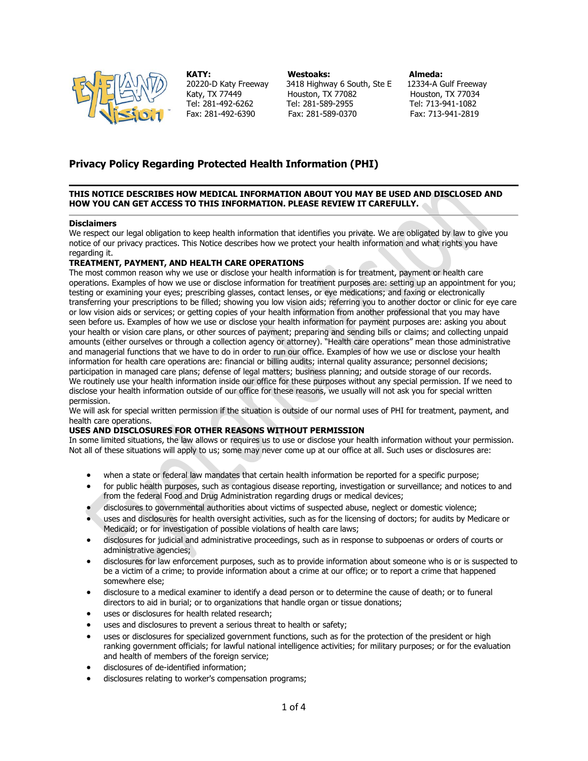**KATY:**
20220-D Katy Freeway
Katy, TX 77449
Tel: 281-492-6262
Fax: 281-492-6390

**Westoaks:**
3418 Highway 6 South, Ste E
Houston, TX 77082
Tel: 281-589-2955
Fax: 281-589-0370

**Almeda:**
12334-A Gulf Freeway
Houston, TX 77034
Tel: 713-941-1082
Fax: 713-941-2819

# Privacy Policy Regarding Protected Health Information (PHI)

**THIS NOTICE DESCRIBES HOW MEDICAL INFORMATION ABOUT YOU MAY BE USED AND DISCLOSED AND HOW YOU CAN GET ACCESS TO THIS INFORMATION. PLEASE REVIEW IT CAREFULLY.**

**Disclaimers**

We respect our legal obligation to keep health information that identifies you private. We are obligated by law to give you notice of our privacy practices. This Notice describes how we protect your health information and what rights you have regarding it.

**TREATMENT, PAYMENT, AND HEALTH CARE OPERATIONS**

The most common reason why we use or disclose your health information is for treatment, payment or health care operations. Examples of how we use or disclose information for treatment purposes are: setting up an appointment for you; testing or examining your eyes; prescribing glasses, contact lenses, or eye medications; and faxing or electronically transferring your prescriptions to be filled; showing you low vision aids; referring you to another doctor or clinic for eye care or low vision aids or services; or getting copies of your health information from another professional that you may have seen before us. Examples of how we use or disclose your health information for payment purposes are: asking you about your health or vision care plans, or other sources of payment; preparing and sending bills or claims; and collecting unpaid amounts (either ourselves or through a collection agency or attorney). "Health care operations" mean those administrative and managerial functions that we have to do in order to run our office. Examples of how we use or disclose your health information for health care operations are: financial or billing audits; internal quality assurance; personnel decisions; participation in managed care plans; defense of legal matters; business planning; and outside storage of our records.
We routinely use your health information inside our office for these purposes without any special permission. If we need to disclose your health information outside of our office for these reasons, we usually will not ask you for special written permission.
We will ask for special written permission if the situation is outside of our normal uses of PHI for treatment, payment, and health care operations.

**USES AND DISCLOSURES FOR OTHER REASONS WITHOUT PERMISSION**

In some limited situations, the law allows or requires us to use or disclose your health information without your permission. Not all of these situations will apply to us; some may never come up at our office at all. Such uses or disclosures are:

- when a state or federal law mandates that certain health information be reported for a specific purpose;
- for public health purposes, such as contagious disease reporting, investigation or surveillance; and notices to and from the federal Food and Drug Administration regarding drugs or medical devices;
- disclosures to governmental authorities about victims of suspected abuse, neglect or domestic violence;
- uses and disclosures for health oversight activities, such as for the licensing of doctors; for audits by Medicare or Medicaid; or for investigation of possible violations of health care laws;
- disclosures for judicial and administrative proceedings, such as in response to subpoenas or orders of courts or administrative agencies;
- disclosures for law enforcement purposes, such as to provide information about someone who is or is suspected to be a victim of a crime; to provide information about a crime at our office; or to report a crime that happened somewhere else;
- disclosure to a medical examiner to identify a dead person or to determine the cause of death; or to funeral directors to aid in burial; or to organizations that handle organ or tissue donations;
- uses or disclosures for health related research;
- uses and disclosures to prevent a serious threat to health or safety;
- uses or disclosures for specialized government functions, such as for the protection of the president or high ranking government officials; for lawful national intelligence activities; for military purposes; or for the evaluation and health of members of the foreign service;
- disclosures of de-identified information;
- disclosures relating to worker's compensation programs;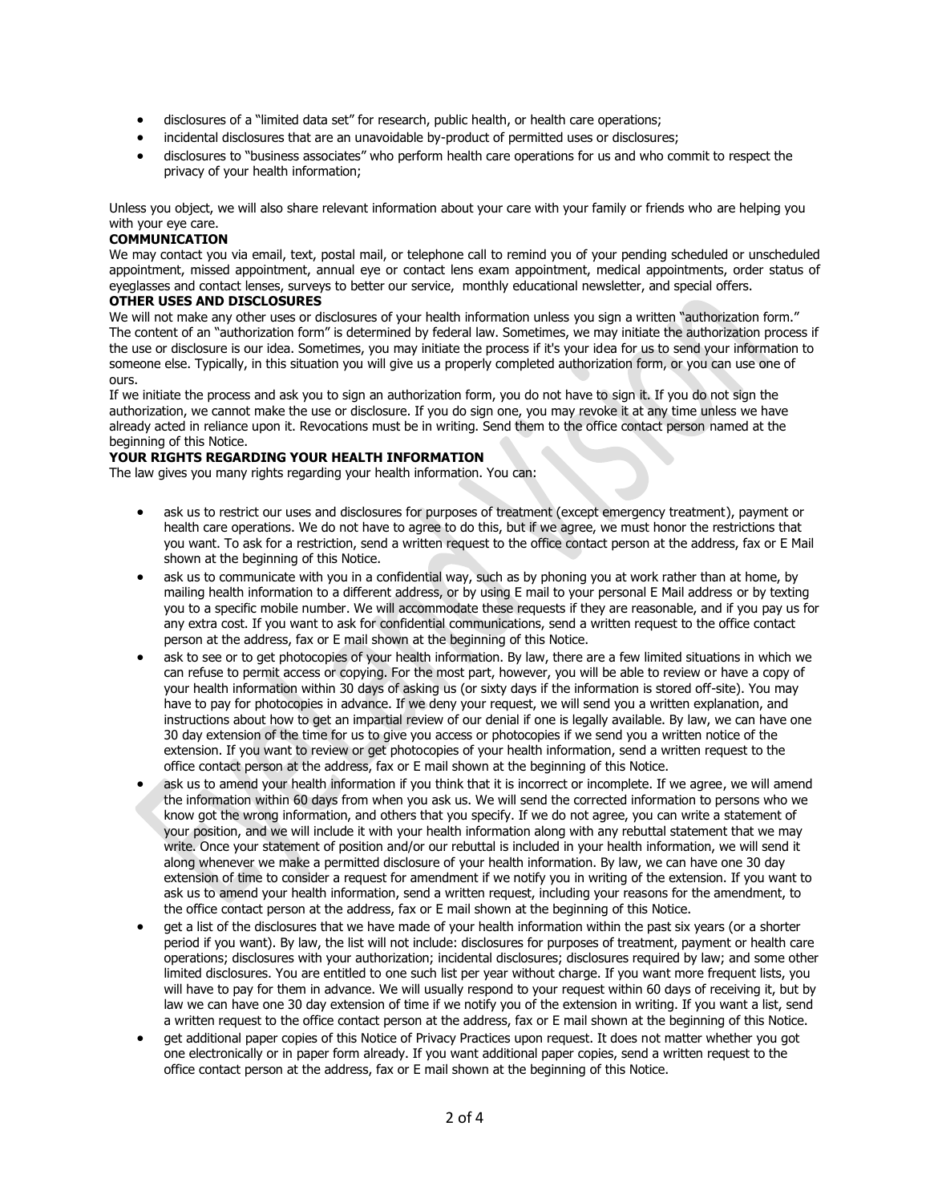- disclosures of a "limited data set" for research, public health, or health care operations;
- incidental disclosures that are an unavoidable by-product of permitted uses or disclosures;
- disclosures to "business associates" who perform health care operations for us and who commit to respect the privacy of your health information;

Unless you object, we will also share relevant information about your care with your family or friends who are helping you with your eye care.

**COMMUNICATION**

We may contact you via email, text, postal mail, or telephone call to remind you of your pending scheduled or unscheduled appointment, missed appointment, annual eye or contact lens exam appointment, medical appointments, order status of eyeglasses and contact lenses, surveys to better our service, monthly educational newsletter, and special offers.

**OTHER USES AND DISCLOSURES**

We will not make any other uses or disclosures of your health information unless you sign a written "authorization form." The content of an "authorization form" is determined by federal law. Sometimes, we may initiate the authorization process if the use or disclosure is our idea. Sometimes, you may initiate the process if it's your idea for us to send your information to someone else. Typically, in this situation you will give us a properly completed authorization form, or you can use one of ours.

If we initiate the process and ask you to sign an authorization form, you do not have to sign it. If you do not sign the authorization, we cannot make the use or disclosure. If you do sign one, you may revoke it at any time unless we have already acted in reliance upon it. Revocations must be in writing. Send them to the office contact person named at the beginning of this Notice.

**YOUR RIGHTS REGARDING YOUR HEALTH INFORMATION**

The law gives you many rights regarding your health information. You can:

- ask us to restrict our uses and disclosures for purposes of treatment (except emergency treatment), payment or health care operations. We do not have to agree to do this, but if we agree, we must honor the restrictions that you want. To ask for a restriction, send a written request to the office contact person at the address, fax or E Mail shown at the beginning of this Notice.
- ask us to communicate with you in a confidential way, such as by phoning you at work rather than at home, by mailing health information to a different address, or by using E mail to your personal E Mail address or by texting you to a specific mobile number. We will accommodate these requests if they are reasonable, and if you pay us for any extra cost. If you want to ask for confidential communications, send a written request to the office contact person at the address, fax or E mail shown at the beginning of this Notice.
- ask to see or to get photocopies of your health information. By law, there are a few limited situations in which we can refuse to permit access or copying. For the most part, however, you will be able to review or have a copy of your health information within 30 days of asking us (or sixty days if the information is stored off-site). You may have to pay for photocopies in advance. If we deny your request, we will send you a written explanation, and instructions about how to get an impartial review of our denial if one is legally available. By law, we can have one 30 day extension of the time for us to give you access or photocopies if we send you a written notice of the extension. If you want to review or get photocopies of your health information, send a written request to the office contact person at the address, fax or E mail shown at the beginning of this Notice.
- ask us to amend your health information if you think that it is incorrect or incomplete. If we agree, we will amend the information within 60 days from when you ask us. We will send the corrected information to persons who we know got the wrong information, and others that you specify. If we do not agree, you can write a statement of your position, and we will include it with your health information along with any rebuttal statement that we may write. Once your statement of position and/or our rebuttal is included in your health information, we will send it along whenever we make a permitted disclosure of your health information. By law, we can have one 30 day extension of time to consider a request for amendment if we notify you in writing of the extension. If you want to ask us to amend your health information, send a written request, including your reasons for the amendment, to the office contact person at the address, fax or E mail shown at the beginning of this Notice.
- get a list of the disclosures that we have made of your health information within the past six years (or a shorter period if you want). By law, the list will not include: disclosures for purposes of treatment, payment or health care operations; disclosures with your authorization; incidental disclosures; disclosures required by law; and some other limited disclosures. You are entitled to one such list per year without charge. If you want more frequent lists, you will have to pay for them in advance. We will usually respond to your request within 60 days of receiving it, but by law we can have one 30 day extension of time if we notify you of the extension in writing. If you want a list, send a written request to the office contact person at the address, fax or E mail shown at the beginning of this Notice.
- get additional paper copies of this Notice of Privacy Practices upon request. It does not matter whether you got one electronically or in paper form already. If you want additional paper copies, send a written request to the office contact person at the address, fax or E mail shown at the beginning of this Notice.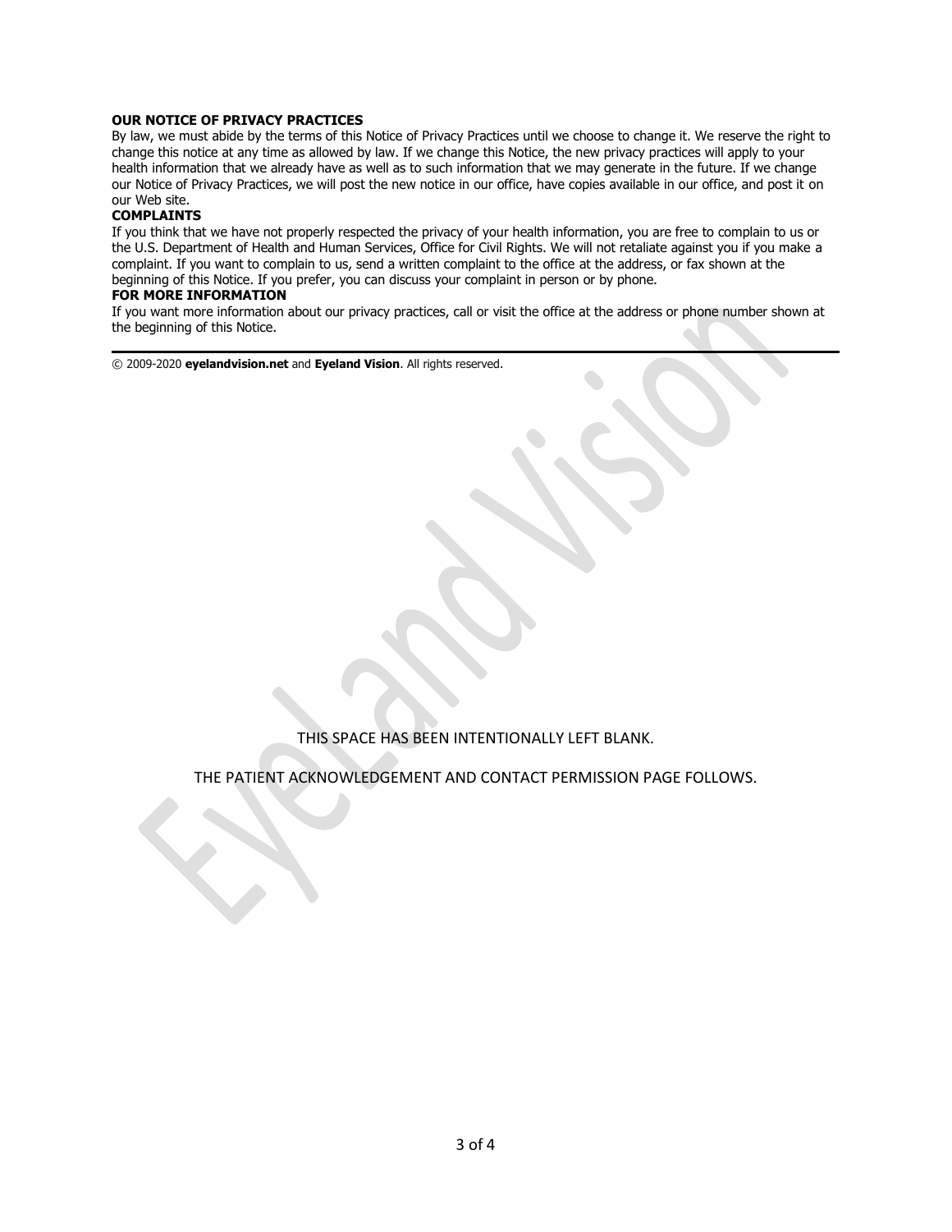**OUR NOTICE OF PRIVACY PRACTICES**

By law, we must abide by the terms of this Notice of Privacy Practices until we choose to change it. We reserve the right to change this notice at any time as allowed by law. If we change this Notice, the new privacy practices will apply to your health information that we already have as well as to such information that we may generate in the future. If we change our Notice of Privacy Practices, we will post the new notice in our office, have copies available in our office, and post it on our Web site.

**COMPLAINTS**

If you think that we have not properly respected the privacy of your health information, you are free to complain to us or the U.S. Department of Health and Human Services, Office for Civil Rights. We will not retaliate against you if you make a complaint. If you want to complain to us, send a written complaint to the office at the address, or fax shown at the beginning of this Notice. If you prefer, you can discuss your complaint in person or by phone.

**FOR MORE INFORMATION**

If you want more information about our privacy practices, call or visit the office at the address or phone number shown at the beginning of this Notice.

---

© 2009-2020 **eyelandvision.net** and **Eyeland Vision**. All rights reserved.

THIS SPACE HAS BEEN INTENTIONALLY LEFT BLANK.

THE PATIENT ACKNOWLEDGEMENT AND CONTACT PERMISSION PAGE FOLLOWS.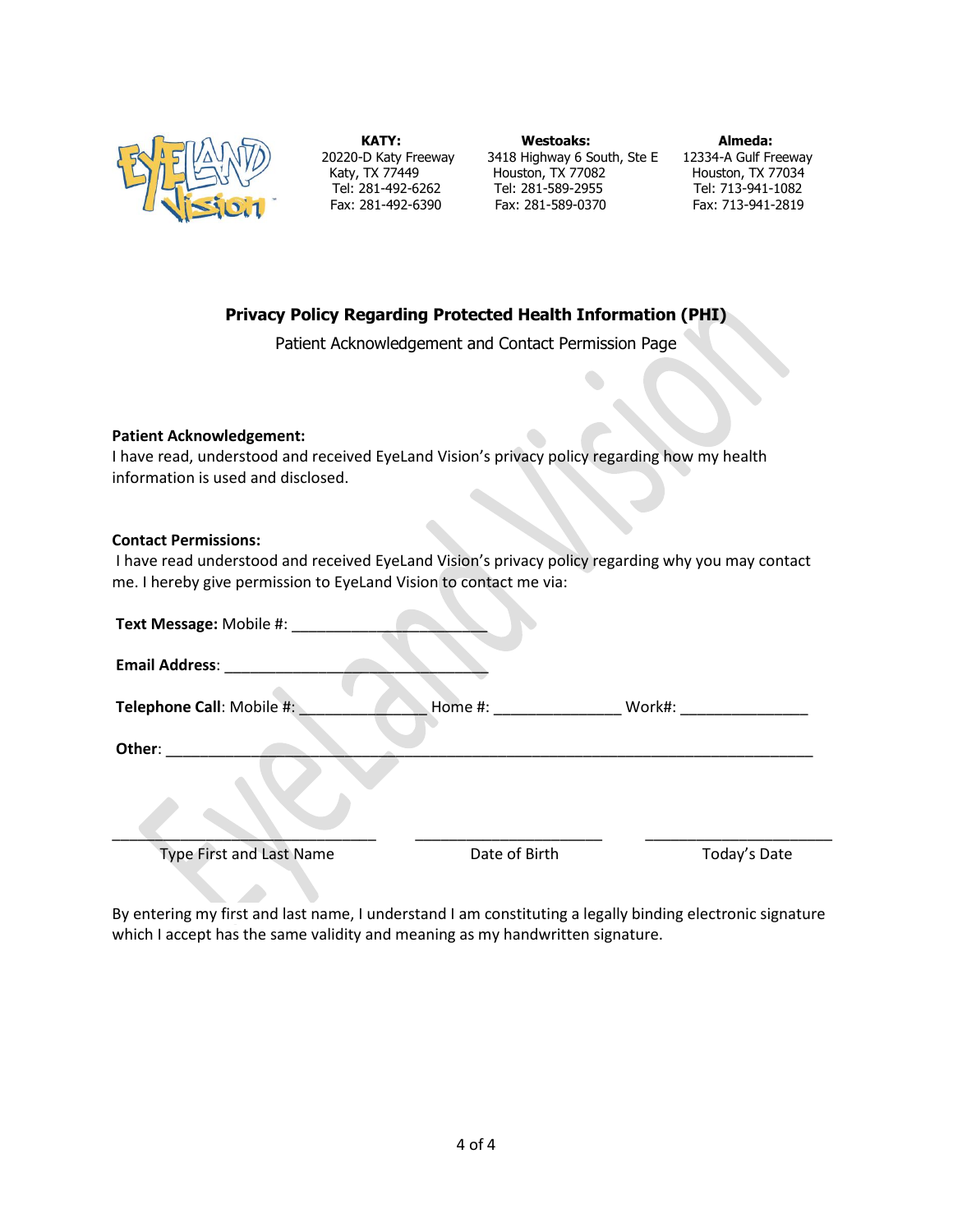**KATY:**
20220-D Katy Freeway
Katy, TX 77449
Tel: 281-492-6262
Fax: 281-492-6390

**Westoaks:**
3418 Highway 6 South, Ste E
Houston, TX 77082
Tel: 281-589-2955
Fax: 281-589-0370

**Almeda:**
12334-A Gulf Freeway
Houston, TX 77034
Tel: 713-941-1082
Fax: 713-941-2819

## Privacy Policy Regarding Protected Health Information (PHI)

Patient Acknowledgement and Contact Permission Page

**Patient Acknowledgement:**
I have read, understood and received EyeLand Vision's privacy policy regarding how my health information is used and disclosed.

**Contact Permissions:**
I have read understood and received EyeLand Vision's privacy policy regarding why you may contact me. I hereby give permission to EyeLand Vision to contact me via:

**Text Message:** Mobile #: ______________________

**Email Address**: ______________________________

**Telephone Call**: Mobile #: ______________ Home #: ______________ Work#: ______________

**Other**: ________________________________________________________________________

______________________________ ______________________ ______________________
Type First and Last Name Date of Birth Today's Date

By entering my first and last name, I understand I am constituting a legally binding electronic signature which I accept has the same validity and meaning as my handwritten signature.